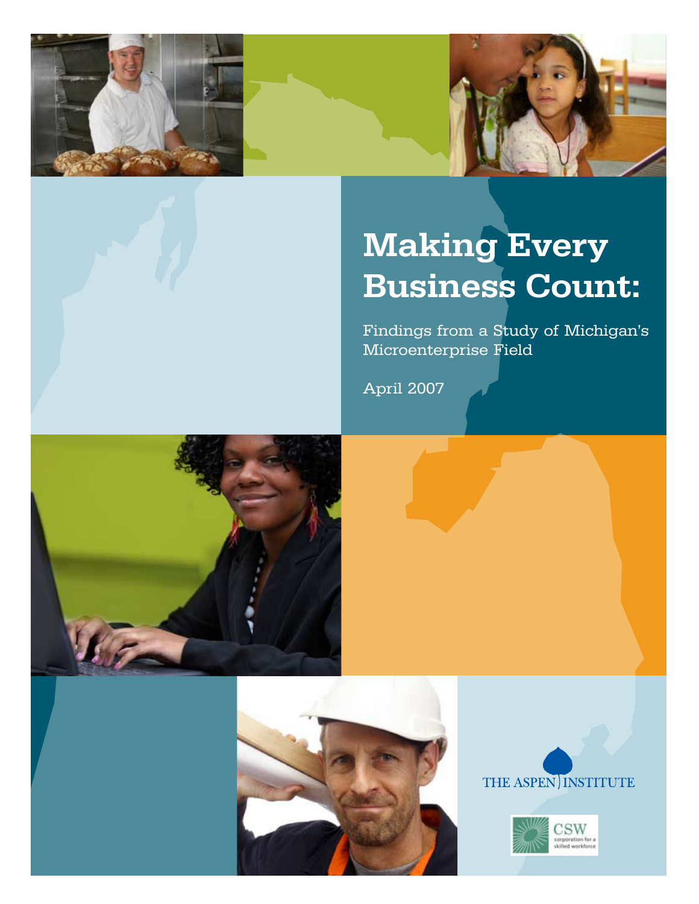# Making Every Business Count:

Findings from a Study of Michigan's Microenterprise Field

April 2007

THE ASPEN INSTITUTE

CSW corporation for a skilled workforce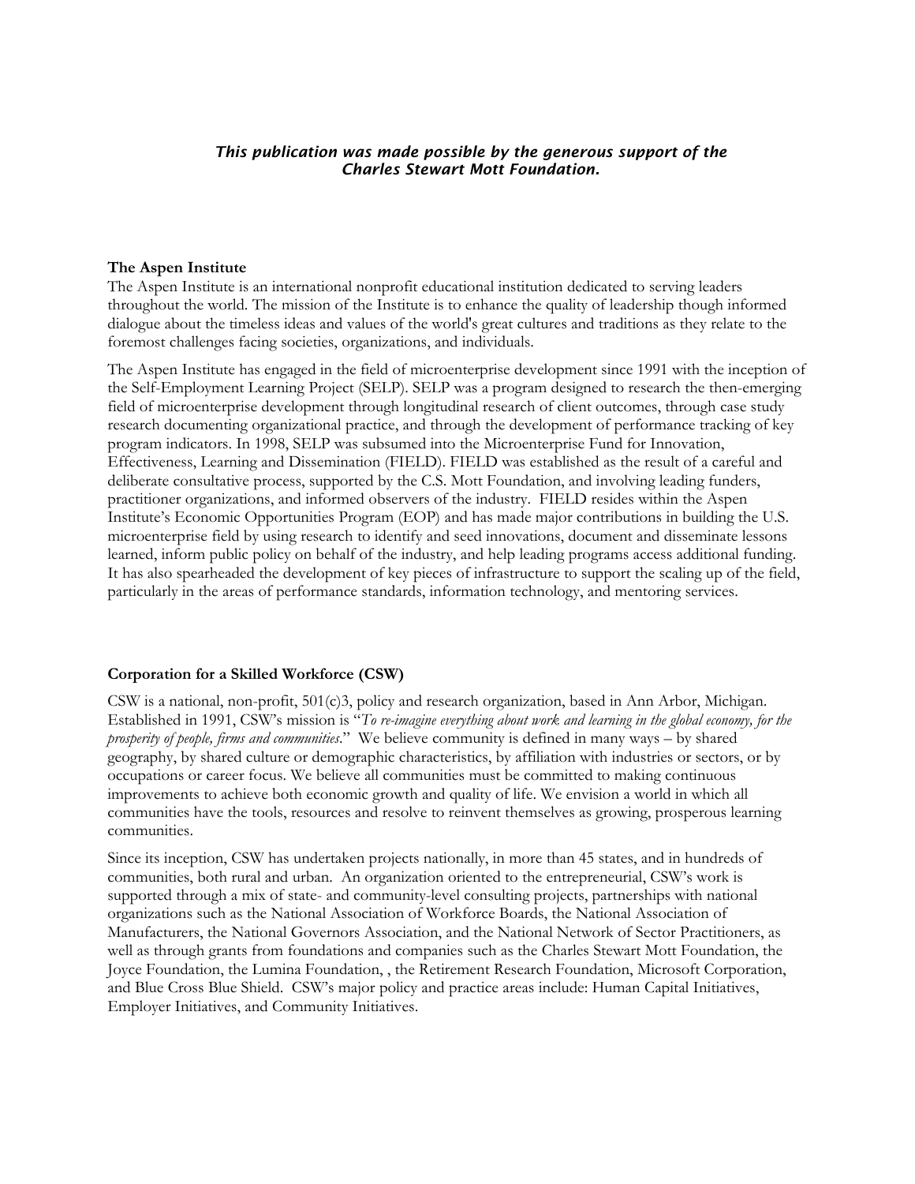***This publication was made possible by the generous support of the Charles Stewart Mott Foundation.***

**The Aspen Institute**

The Aspen Institute is an international nonprofit educational institution dedicated to serving leaders throughout the world. The mission of the Institute is to enhance the quality of leadership though informed dialogue about the timeless ideas and values of the world's great cultures and traditions as they relate to the foremost challenges facing societies, organizations, and individuals.

The Aspen Institute has engaged in the field of microenterprise development since 1991 with the inception of the Self-Employment Learning Project (SELP). SELP was a program designed to research the then-emerging field of microenterprise development through longitudinal research of client outcomes, through case study research documenting organizational practice, and through the development of performance tracking of key program indicators. In 1998, SELP was subsumed into the Microenterprise Fund for Innovation, Effectiveness, Learning and Dissemination (FIELD). FIELD was established as the result of a careful and deliberate consultative process, supported by the C.S. Mott Foundation, and involving leading funders, practitioner organizations, and informed observers of the industry. FIELD resides within the Aspen Institute's Economic Opportunities Program (EOP) and has made major contributions in building the U.S. microenterprise field by using research to identify and seed innovations, document and disseminate lessons learned, inform public policy on behalf of the industry, and help leading programs access additional funding. It has also spearheaded the development of key pieces of infrastructure to support the scaling up of the field, particularly in the areas of performance standards, information technology, and mentoring services.

**Corporation for a Skilled Workforce (CSW)**

CSW is a national, non-profit, 501(c)3, policy and research organization, based in Ann Arbor, Michigan. Established in 1991, CSW's mission is "*To re-imagine everything about work and learning in the global economy, for the prosperity of people, firms and communities*." We believe community is defined in many ways – by shared geography, by shared culture or demographic characteristics, by affiliation with industries or sectors, or by occupations or career focus. We believe all communities must be committed to making continuous improvements to achieve both economic growth and quality of life. We envision a world in which all communities have the tools, resources and resolve to reinvent themselves as growing, prosperous learning communities.

Since its inception, CSW has undertaken projects nationally, in more than 45 states, and in hundreds of communities, both rural and urban. An organization oriented to the entrepreneurial, CSW's work is supported through a mix of state- and community-level consulting projects, partnerships with national organizations such as the National Association of Workforce Boards, the National Association of Manufacturers, the National Governors Association, and the National Network of Sector Practitioners, as well as through grants from foundations and companies such as the Charles Stewart Mott Foundation, the Joyce Foundation, the Lumina Foundation, , the Retirement Research Foundation, Microsoft Corporation, and Blue Cross Blue Shield. CSW's major policy and practice areas include: Human Capital Initiatives, Employer Initiatives, and Community Initiatives.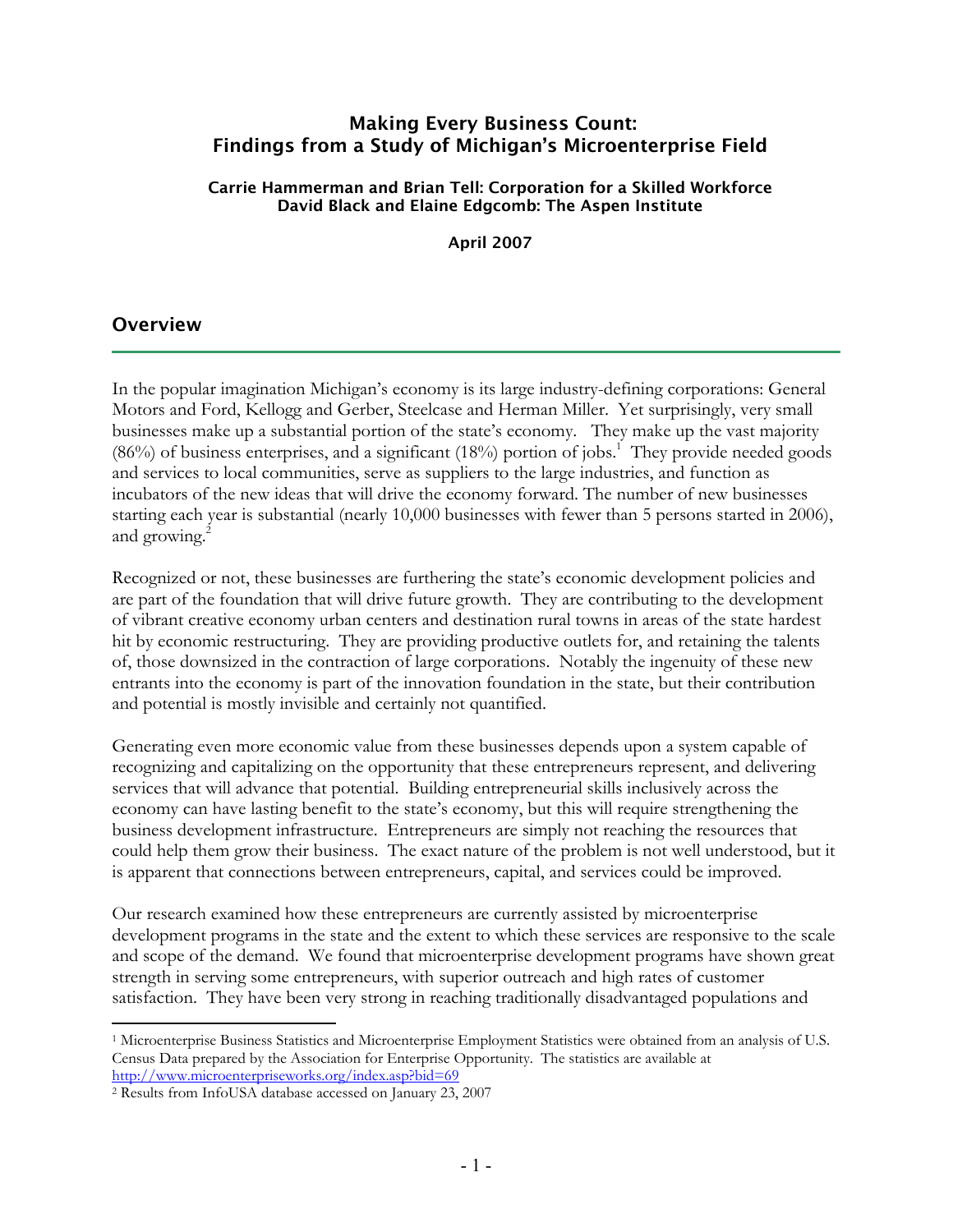# Making Every Business Count: Findings from a Study of Michigan's Microenterprise Field

**Carrie Hammerman and Brian Tell: Corporation for a Skilled Workforce**
**David Black and Elaine Edgcomb: The Aspen Institute**

**April 2007**

## Overview

In the popular imagination Michigan's economy is its large industry-defining corporations: General Motors and Ford, Kellogg and Gerber, Steelcase and Herman Miller. Yet surprisingly, very small businesses make up a substantial portion of the state's economy. They make up the vast majority (86%) of business enterprises, and a significant (18%) portion of jobs.[1] They provide needed goods and services to local communities, serve as suppliers to the large industries, and function as incubators of the new ideas that will drive the economy forward. The number of new businesses starting each year is substantial (nearly 10,000 businesses with fewer than 5 persons started in 2006), and growing.[2]

Recognized or not, these businesses are furthering the state's economic development policies and are part of the foundation that will drive future growth. They are contributing to the development of vibrant creative economy urban centers and destination rural towns in areas of the state hardest hit by economic restructuring. They are providing productive outlets for, and retaining the talents of, those downsized in the contraction of large corporations. Notably the ingenuity of these new entrants into the economy is part of the innovation foundation in the state, but their contribution and potential is mostly invisible and certainly not quantified.

Generating even more economic value from these businesses depends upon a system capable of recognizing and capitalizing on the opportunity that these entrepreneurs represent, and delivering services that will advance that potential. Building entrepreneurial skills inclusively across the economy can have lasting benefit to the state's economy, but this will require strengthening the business development infrastructure. Entrepreneurs are simply not reaching the resources that could help them grow their business. The exact nature of the problem is not well understood, but it is apparent that connections between entrepreneurs, capital, and services could be improved.

Our research examined how these entrepreneurs are currently assisted by microenterprise development programs in the state and the extent to which these services are responsive to the scale and scope of the demand. We found that microenterprise development programs have shown great strength in serving some entrepreneurs, with superior outreach and high rates of customer satisfaction. They have been very strong in reaching traditionally disadvantaged populations and

---

[1] Microenterprise Business Statistics and Microenterprise Employment Statistics were obtained from an analysis of U.S. Census Data prepared by the Association for Enterprise Opportunity. The statistics are available at http://www.microenterpriseworks.org/index.asp?bid=69

[2] Results from InfoUSA database accessed on January 23, 2007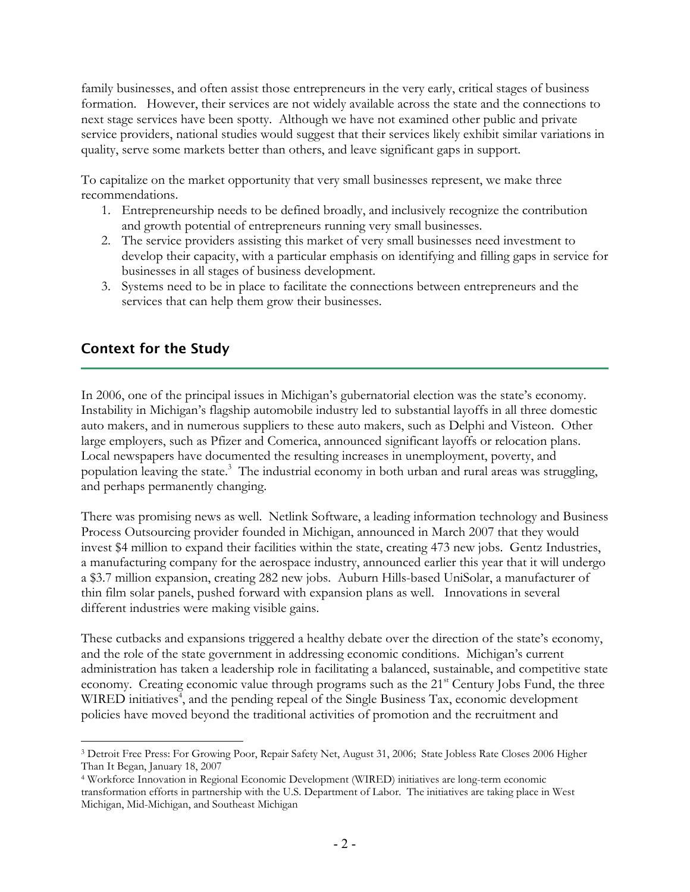family businesses, and often assist those entrepreneurs in the very early, critical stages of business formation. However, their services are not widely available across the state and the connections to next stage services have been spotty. Although we have not examined other public and private service providers, national studies would suggest that their services likely exhibit similar variations in quality, serve some markets better than others, and leave significant gaps in support.

To capitalize on the market opportunity that very small businesses represent, we make three recommendations.

1. Entrepreneurship needs to be defined broadly, and inclusively recognize the contribution and growth potential of entrepreneurs running very small businesses.
2. The service providers assisting this market of very small businesses need investment to develop their capacity, with a particular emphasis on identifying and filling gaps in service for businesses in all stages of business development.
3. Systems need to be in place to facilitate the connections between entrepreneurs and the services that can help them grow their businesses.

## Context for the Study

In 2006, one of the principal issues in Michigan's gubernatorial election was the state's economy. Instability in Michigan's flagship automobile industry led to substantial layoffs in all three domestic auto makers, and in numerous suppliers to these auto makers, such as Delphi and Visteon. Other large employers, such as Pfizer and Comerica, announced significant layoffs or relocation plans. Local newspapers have documented the resulting increases in unemployment, poverty, and population leaving the state.[3] The industrial economy in both urban and rural areas was struggling, and perhaps permanently changing.

There was promising news as well. Netlink Software, a leading information technology and Business Process Outsourcing provider founded in Michigan, announced in March 2007 that they would invest $4 million to expand their facilities within the state, creating 473 new jobs. Gentz Industries, a manufacturing company for the aerospace industry, announced earlier this year that it will undergo a $3.7 million expansion, creating 282 new jobs. Auburn Hills-based UniSolar, a manufacturer of thin film solar panels, pushed forward with expansion plans as well. Innovations in several different industries were making visible gains.

These cutbacks and expansions triggered a healthy debate over the direction of the state's economy, and the role of the state government in addressing economic conditions. Michigan's current administration has taken a leadership role in facilitating a balanced, sustainable, and competitive state economy. Creating economic value through programs such as the 21st Century Jobs Fund, the three WIRED initiatives[4], and the pending repeal of the Single Business Tax, economic development policies have moved beyond the traditional activities of promotion and the recruitment and

---

[3] Detroit Free Press: For Growing Poor, Repair Safety Net, August 31, 2006; State Jobless Rate Closes 2006 Higher Than It Began, January 18, 2007

[4] Workforce Innovation in Regional Economic Development (WIRED) initiatives are long-term economic transformation efforts in partnership with the U.S. Department of Labor. The initiatives are taking place in West Michigan, Mid-Michigan, and Southeast Michigan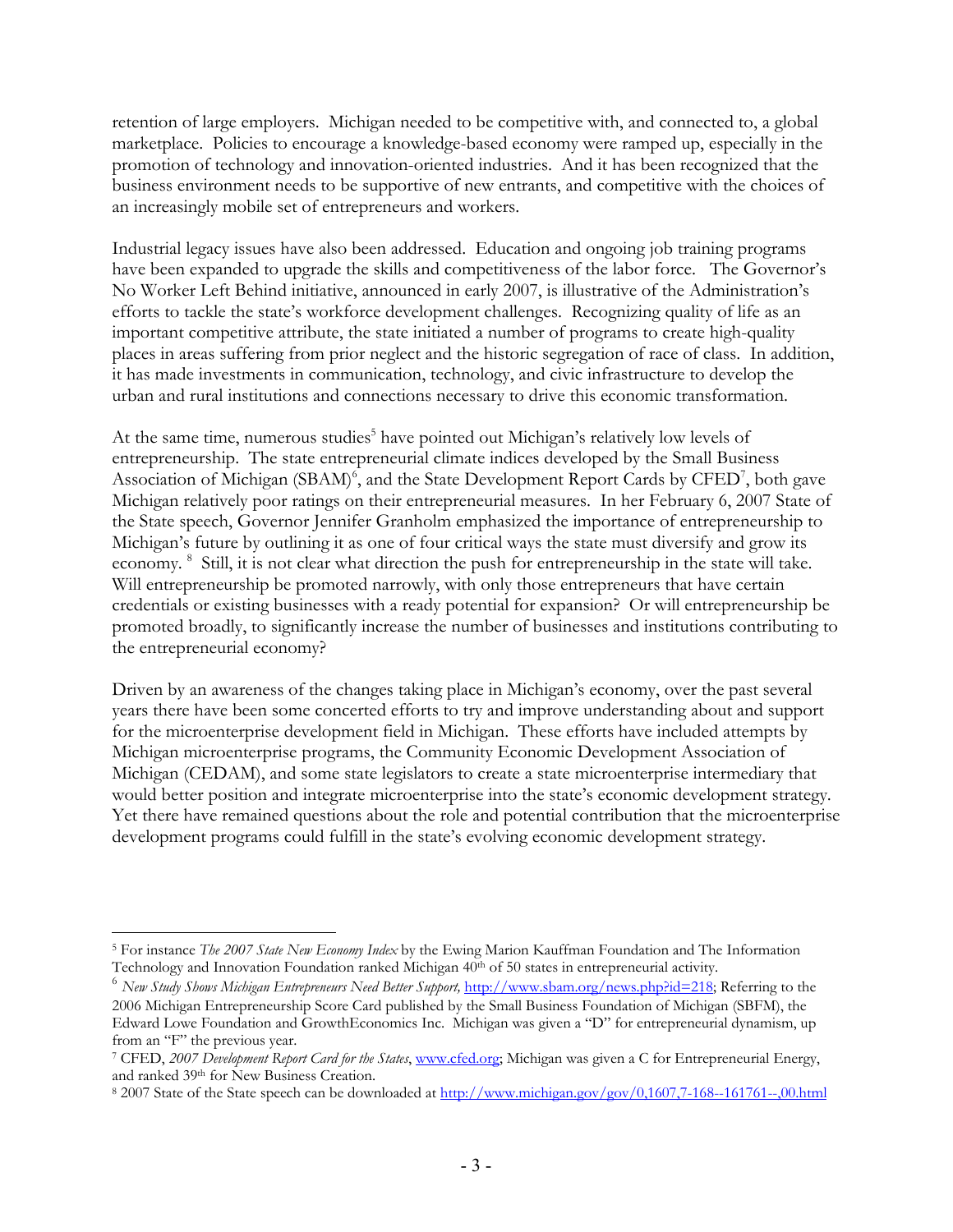retention of large employers. Michigan needed to be competitive with, and connected to, a global marketplace. Policies to encourage a knowledge-based economy were ramped up, especially in the promotion of technology and innovation-oriented industries. And it has been recognized that the business environment needs to be supportive of new entrants, and competitive with the choices of an increasingly mobile set of entrepreneurs and workers.

Industrial legacy issues have also been addressed. Education and ongoing job training programs have been expanded to upgrade the skills and competitiveness of the labor force. The Governor's No Worker Left Behind initiative, announced in early 2007, is illustrative of the Administration's efforts to tackle the state's workforce development challenges. Recognizing quality of life as an important competitive attribute, the state initiated a number of programs to create high-quality places in areas suffering from prior neglect and the historic segregation of race of class. In addition, it has made investments in communication, technology, and civic infrastructure to develop the urban and rural institutions and connections necessary to drive this economic transformation.

At the same time, numerous studies[5] have pointed out Michigan's relatively low levels of entrepreneurship. The state entrepreneurial climate indices developed by the Small Business Association of Michigan (SBAM)[6], and the State Development Report Cards by CFED[7], both gave Michigan relatively poor ratings on their entrepreneurial measures. In her February 6, 2007 State of the State speech, Governor Jennifer Granholm emphasized the importance of entrepreneurship to Michigan's future by outlining it as one of four critical ways the state must diversify and grow its economy. [8] Still, it is not clear what direction the push for entrepreneurship in the state will take. Will entrepreneurship be promoted narrowly, with only those entrepreneurs that have certain credentials or existing businesses with a ready potential for expansion? Or will entrepreneurship be promoted broadly, to significantly increase the number of businesses and institutions contributing to the entrepreneurial economy?

Driven by an awareness of the changes taking place in Michigan's economy, over the past several years there have been some concerted efforts to try and improve understanding about and support for the microenterprise development field in Michigan. These efforts have included attempts by Michigan microenterprise programs, the Community Economic Development Association of Michigan (CEDAM), and some state legislators to create a state microenterprise intermediary that would better position and integrate microenterprise into the state's economic development strategy. Yet there have remained questions about the role and potential contribution that the microenterprise development programs could fulfill in the state's evolving economic development strategy.

---

[5] For instance *The 2007 State New Economy Index* by the Ewing Marion Kauffman Foundation and The Information Technology and Innovation Foundation ranked Michigan 40th of 50 states in entrepreneurial activity.

[6] *New Study Shows Michigan Entrepreneurs Need Better Support,* http://www.sbam.org/news.php?id=218; Referring to the 2006 Michigan Entrepreneurship Score Card published by the Small Business Foundation of Michigan (SBFM), the Edward Lowe Foundation and GrowthEconomics Inc. Michigan was given a "D" for entrepreneurial dynamism, up from an "F" the previous year.

[7] CFED, *2007 Development Report Card for the States*, www.cfed.org; Michigan was given a C for Entrepreneurial Energy, and ranked 39th for New Business Creation.

[8] 2007 State of the State speech can be downloaded at http://www.michigan.gov/gov/0,1607,7-168--161761--,00.html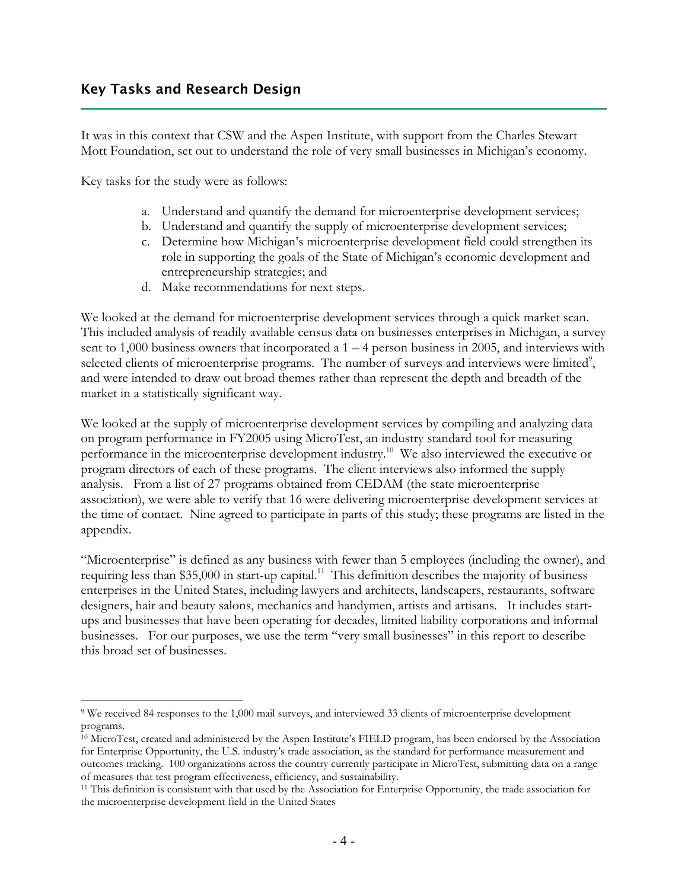## Key Tasks and Research Design

It was in this context that CSW and the Aspen Institute, with support from the Charles Stewart Mott Foundation, set out to understand the role of very small businesses in Michigan's economy.

Key tasks for the study were as follows:

a. Understand and quantify the demand for microenterprise development services;
b. Understand and quantify the supply of microenterprise development services;
c. Determine how Michigan's microenterprise development field could strengthen its role in supporting the goals of the State of Michigan's economic development and entrepreneurship strategies; and
d. Make recommendations for next steps.

We looked at the demand for microenterprise development services through a quick market scan. This included analysis of readily available census data on businesses enterprises in Michigan, a survey sent to 1,000 business owners that incorporated a 1 – 4 person business in 2005, and interviews with selected clients of microenterprise programs. The number of surveys and interviews were limited[9], and were intended to draw out broad themes rather than represent the depth and breadth of the market in a statistically significant way.

We looked at the supply of microenterprise development services by compiling and analyzing data on program performance in FY2005 using MicroTest, an industry standard tool for measuring performance in the microenterprise development industry.[10] We also interviewed the executive or program directors of each of these programs. The client interviews also informed the supply analysis. From a list of 27 programs obtained from CEDAM (the state microenterprise association), we were able to verify that 16 were delivering microenterprise development services at the time of contact. Nine agreed to participate in parts of this study; these programs are listed in the appendix.

"Microenterprise" is defined as any business with fewer than 5 employees (including the owner), and requiring less than $35,000 in start-up capital.[11] This definition describes the majority of business enterprises in the United States, including lawyers and architects, landscapers, restaurants, software designers, hair and beauty salons, mechanics and handymen, artists and artisans. It includes start-ups and businesses that have been operating for decades, limited liability corporations and informal businesses. For our purposes, we use the term "very small businesses" in this report to describe this broad set of businesses.

---

[9] We received 84 responses to the 1,000 mail surveys, and interviewed 33 clients of microenterprise development programs.

[10] MicroTest, created and administered by the Aspen Institute's FIELD program, has been endorsed by the Association for Enterprise Opportunity, the U.S. industry's trade association, as the standard for performance measurement and outcomes tracking. 100 organizations across the country currently participate in MicroTest, submitting data on a range of measures that test program effectiveness, efficiency, and sustainability.

[11] This definition is consistent with that used by the Association for Enterprise Opportunity, the trade association for the microenterprise development field in the United States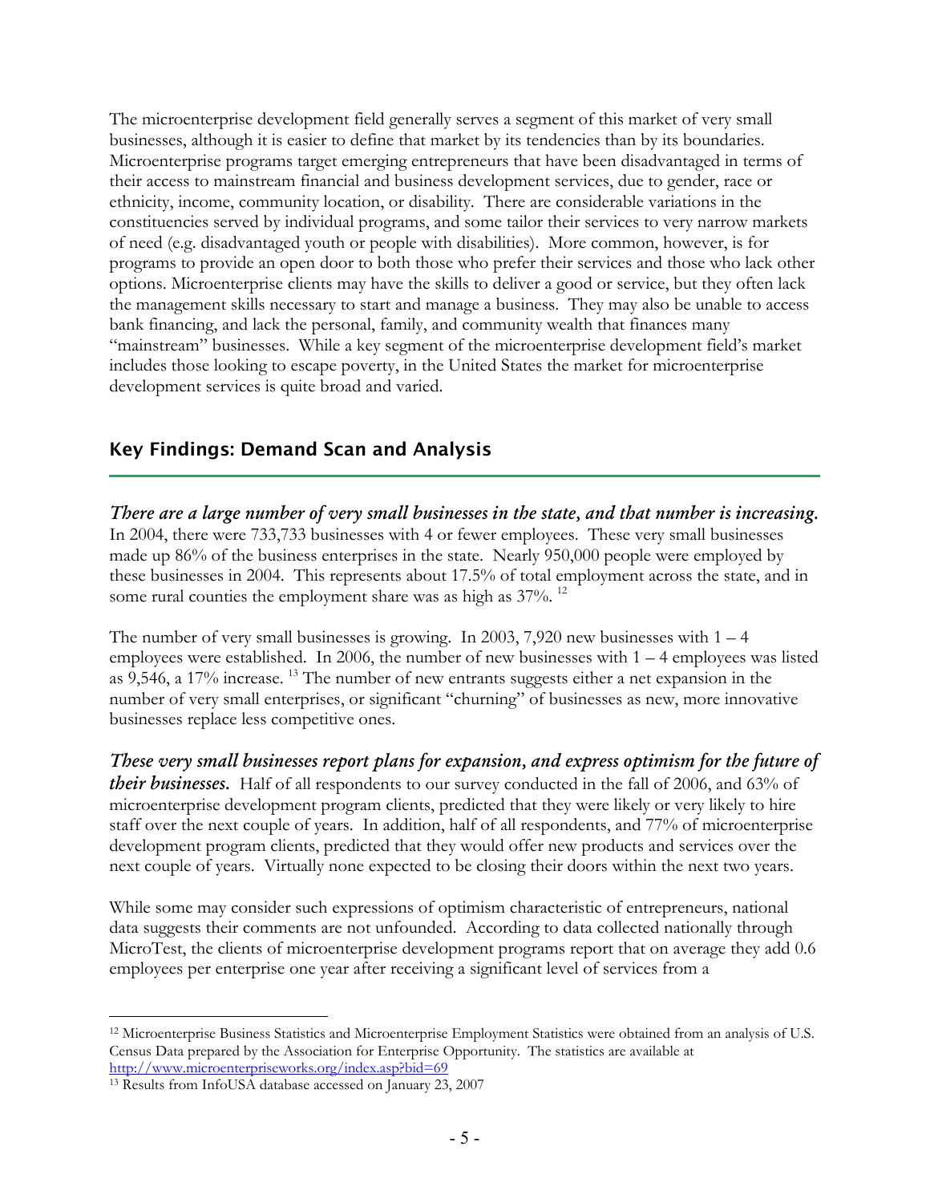The microenterprise development field generally serves a segment of this market of very small businesses, although it is easier to define that market by its tendencies than by its boundaries. Microenterprise programs target emerging entrepreneurs that have been disadvantaged in terms of their access to mainstream financial and business development services, due to gender, race or ethnicity, income, community location, or disability. There are considerable variations in the constituencies served by individual programs, and some tailor their services to very narrow markets of need (e.g. disadvantaged youth or people with disabilities). More common, however, is for programs to provide an open door to both those who prefer their services and those who lack other options. Microenterprise clients may have the skills to deliver a good or service, but they often lack the management skills necessary to start and manage a business. They may also be unable to access bank financing, and lack the personal, family, and community wealth that finances many "mainstream" businesses. While a key segment of the microenterprise development field's market includes those looking to escape poverty, in the United States the market for microenterprise development services is quite broad and varied.

## Key Findings: Demand Scan and Analysis

***There are a large number of very small businesses in the state, and that number is increasing.*** In 2004, there were 733,733 businesses with 4 or fewer employees. These very small businesses made up 86% of the business enterprises in the state. Nearly 950,000 people were employed by these businesses in 2004. This represents about 17.5% of total employment across the state, and in some rural counties the employment share was as high as 37%. [12]

The number of very small businesses is growing. In 2003, 7,920 new businesses with 1 – 4 employees were established. In 2006, the number of new businesses with 1 – 4 employees was listed as 9,546, a 17% increase. [13] The number of new entrants suggests either a net expansion in the number of very small enterprises, or significant "churning" of businesses as new, more innovative businesses replace less competitive ones.

***These very small businesses report plans for expansion, and express optimism for the future of their businesses.*** Half of all respondents to our survey conducted in the fall of 2006, and 63% of microenterprise development program clients, predicted that they were likely or very likely to hire staff over the next couple of years. In addition, half of all respondents, and 77% of microenterprise development program clients, predicted that they would offer new products and services over the next couple of years. Virtually none expected to be closing their doors within the next two years.

While some may consider such expressions of optimism characteristic of entrepreneurs, national data suggests their comments are not unfounded. According to data collected nationally through MicroTest, the clients of microenterprise development programs report that on average they add 0.6 employees per enterprise one year after receiving a significant level of services from a

---

[12] Microenterprise Business Statistics and Microenterprise Employment Statistics were obtained from an analysis of U.S. Census Data prepared by the Association for Enterprise Opportunity. The statistics are available at http://www.microenterpriseworks.org/index.asp?bid=69

[13] Results from InfoUSA database accessed on January 23, 2007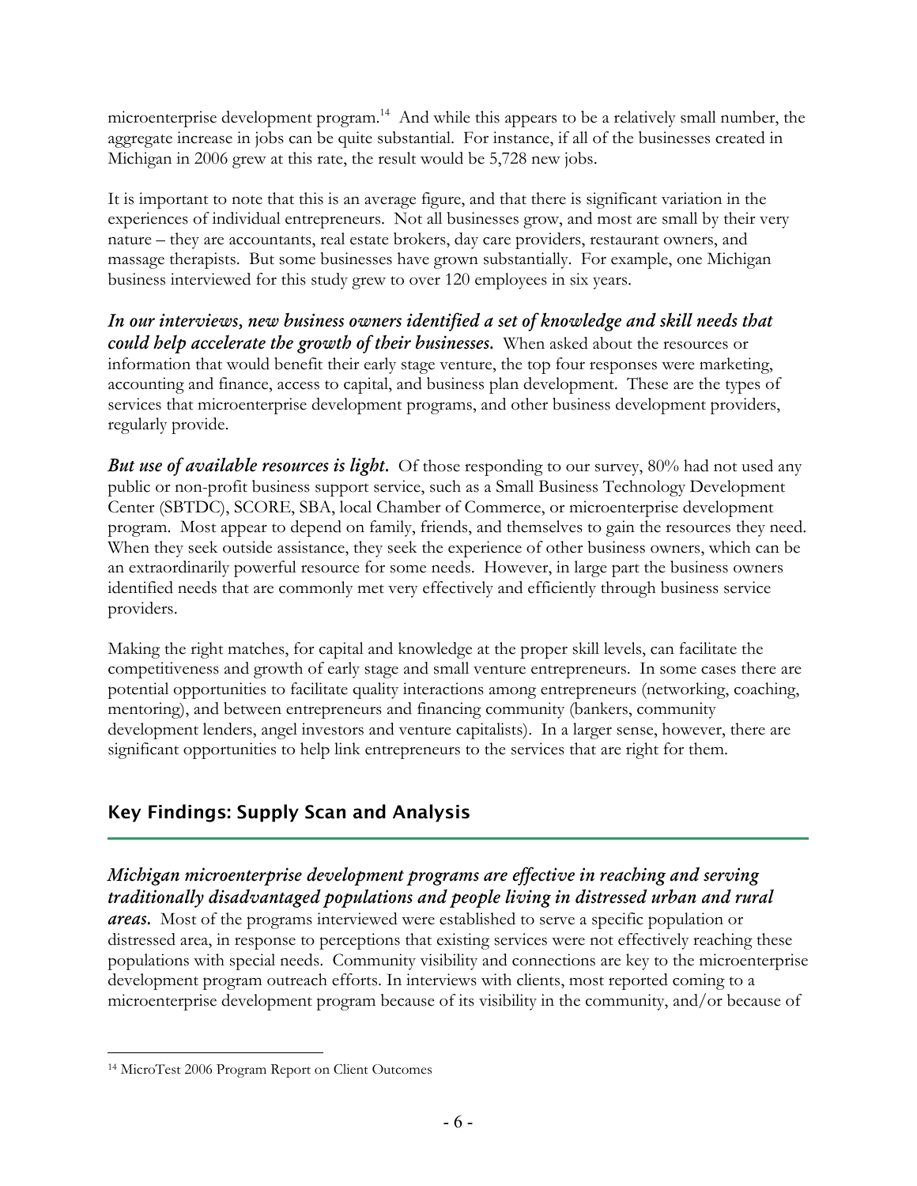microenterprise development program.[14] And while this appears to be a relatively small number, the aggregate increase in jobs can be quite substantial. For instance, if all of the businesses created in Michigan in 2006 grew at this rate, the result would be 5,728 new jobs.

It is important to note that this is an average figure, and that there is significant variation in the experiences of individual entrepreneurs. Not all businesses grow, and most are small by their very nature – they are accountants, real estate brokers, day care providers, restaurant owners, and massage therapists. But some businesses have grown substantially. For example, one Michigan business interviewed for this study grew to over 120 employees in six years.

***In our interviews, new business owners identified a set of knowledge and skill needs that could help accelerate the growth of their businesses.*** When asked about the resources or information that would benefit their early stage venture, the top four responses were marketing, accounting and finance, access to capital, and business plan development. These are the types of services that microenterprise development programs, and other business development providers, regularly provide.

***But use of available resources is light.*** Of those responding to our survey, 80% had not used any public or non-profit business support service, such as a Small Business Technology Development Center (SBTDC), SCORE, SBA, local Chamber of Commerce, or microenterprise development program. Most appear to depend on family, friends, and themselves to gain the resources they need. When they seek outside assistance, they seek the experience of other business owners, which can be an extraordinarily powerful resource for some needs. However, in large part the business owners identified needs that are commonly met very effectively and efficiently through business service providers.

Making the right matches, for capital and knowledge at the proper skill levels, can facilitate the competitiveness and growth of early stage and small venture entrepreneurs. In some cases there are potential opportunities to facilitate quality interactions among entrepreneurs (networking, coaching, mentoring), and between entrepreneurs and financing community (bankers, community development lenders, angel investors and venture capitalists). In a larger sense, however, there are significant opportunities to help link entrepreneurs to the services that are right for them.

## Key Findings: Supply Scan and Analysis

***Michigan microenterprise development programs are effective in reaching and serving traditionally disadvantaged populations and people living in distressed urban and rural areas.*** Most of the programs interviewed were established to serve a specific population or distressed area, in response to perceptions that existing services were not effectively reaching these populations with special needs. Community visibility and connections are key to the microenterprise development program outreach efforts. In interviews with clients, most reported coming to a microenterprise development program because of its visibility in the community, and/or because of

[14] MicroTest 2006 Program Report on Client Outcomes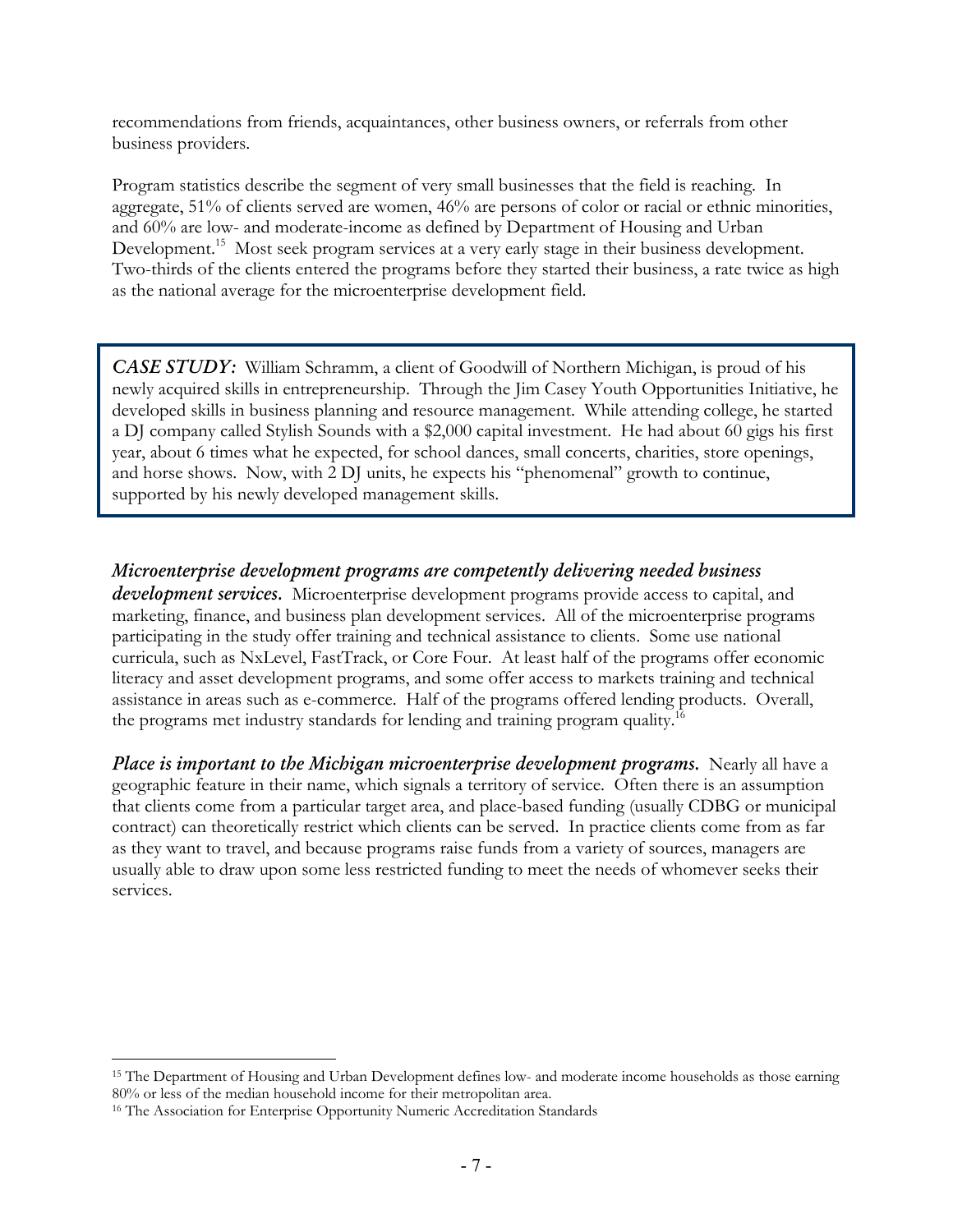recommendations from friends, acquaintances, other business owners, or referrals from other business providers.

Program statistics describe the segment of very small businesses that the field is reaching. In aggregate, 51% of clients served are women, 46% are persons of color or racial or ethnic minorities, and 60% are low- and moderate-income as defined by Department of Housing and Urban Development.[15] Most seek program services at a very early stage in their business development. Two-thirds of the clients entered the programs before they started their business, a rate twice as high as the national average for the microenterprise development field.

> ***CASE STUDY:*** William Schramm, a client of Goodwill of Northern Michigan, is proud of his newly acquired skills in entrepreneurship. Through the Jim Casey Youth Opportunities Initiative, he developed skills in business planning and resource management. While attending college, he started a DJ company called Stylish Sounds with a $2,000 capital investment. He had about 60 gigs his first year, about 6 times what he expected, for school dances, small concerts, charities, store openings, and horse shows. Now, with 2 DJ units, he expects his "phenomenal" growth to continue, supported by his newly developed management skills.

***Microenterprise development programs are competently delivering needed business development services.*** Microenterprise development programs provide access to capital, and marketing, finance, and business plan development services. All of the microenterprise programs participating in the study offer training and technical assistance to clients. Some use national curricula, such as NxLevel, FastTrack, or Core Four. At least half of the programs offer economic literacy and asset development programs, and some offer access to markets training and technical assistance in areas such as e-commerce. Half of the programs offered lending products. Overall, the programs met industry standards for lending and training program quality.[16]

***Place is important to the Michigan microenterprise development programs.*** Nearly all have a geographic feature in their name, which signals a territory of service. Often there is an assumption that clients come from a particular target area, and place-based funding (usually CDBG or municipal contract) can theoretically restrict which clients can be served. In practice clients come from as far as they want to travel, and because programs raise funds from a variety of sources, managers are usually able to draw upon some less restricted funding to meet the needs of whomever seeks their services.

---

[15] The Department of Housing and Urban Development defines low- and moderate income households as those earning 80% or less of the median household income for their metropolitan area.

[16] The Association for Enterprise Opportunity Numeric Accreditation Standards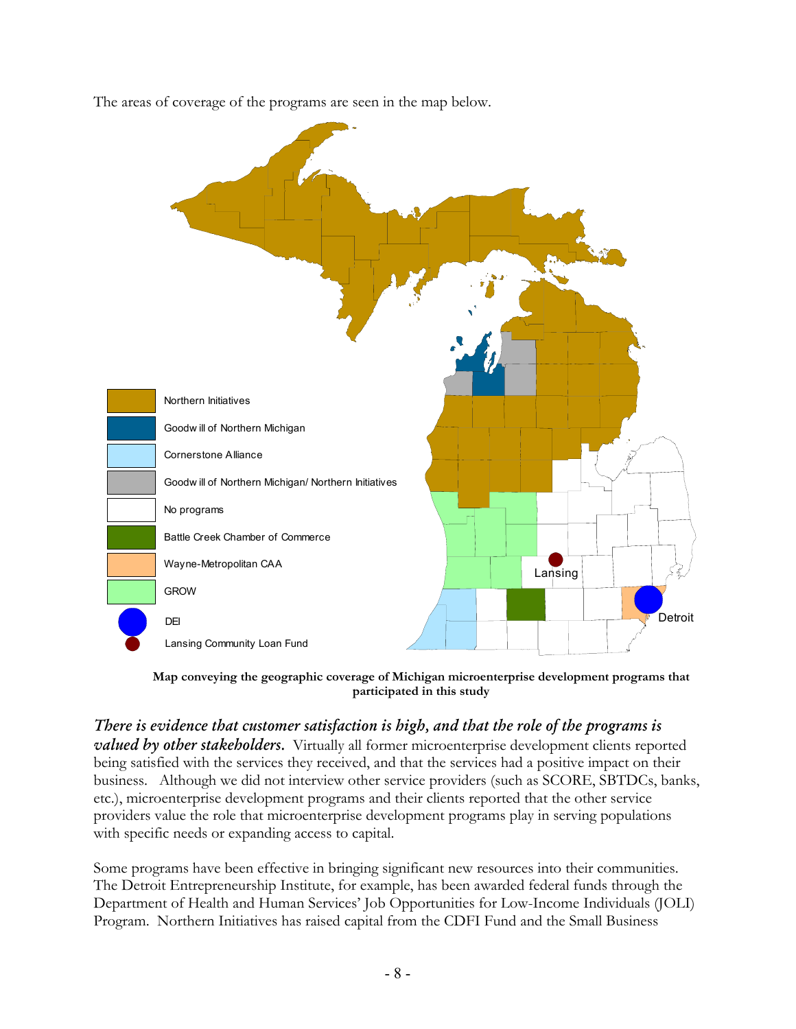The areas of coverage of the programs are seen in the map below.

Northern Initiatives

Goodwill of Northern Michigan

Cornerstone Alliance

Goodwill of Northern Michigan/ Northern Initiatives

No programs

Battle Creek Chamber of Commerce

Wayne-Metropolitan CAA

GROW

DEI

Lansing Community Loan Fund

Lansing

Detroit

**Map conveying the geographic coverage of Michigan microenterprise development programs that participated in this study**

***There is evidence that customer satisfaction is high, and that the role of the programs is valued by other stakeholders.*** Virtually all former microenterprise development clients reported being satisfied with the services they received, and that the services had a positive impact on their business. Although we did not interview other service providers (such as SCORE, SBTDCs, banks, etc.), microenterprise development programs and their clients reported that the other service providers value the role that microenterprise development programs play in serving populations with specific needs or expanding access to capital.

Some programs have been effective in bringing significant new resources into their communities. The Detroit Entrepreneurship Institute, for example, has been awarded federal funds through the Department of Health and Human Services' Job Opportunities for Low-Income Individuals (JOLI) Program. Northern Initiatives has raised capital from the CDFI Fund and the Small Business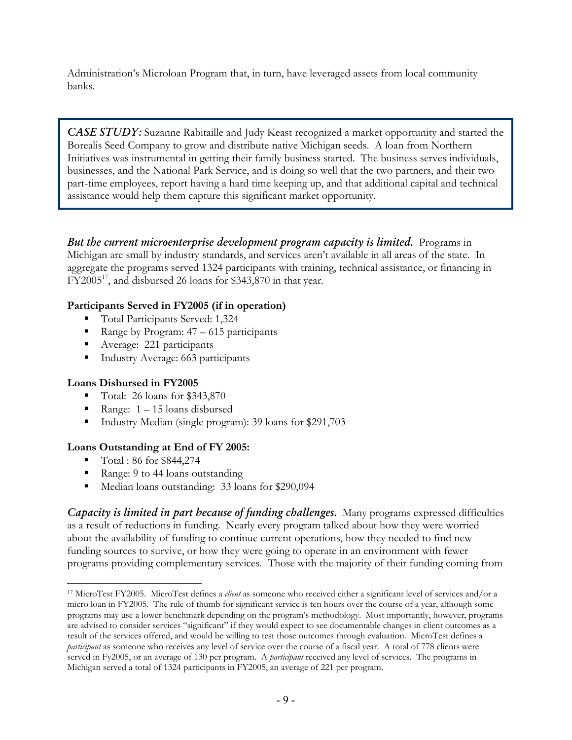Administration's Microloan Program that, in turn, have leveraged assets from local community banks.

> ***CASE STUDY:*** Suzanne Rabitaille and Judy Keast recognized a market opportunity and started the Borealis Seed Company to grow and distribute native Michigan seeds. A loan from Northern Initiatives was instrumental in getting their family business started. The business serves individuals, businesses, and the National Park Service, and is doing so well that the two partners, and their two part-time employees, report having a hard time keeping up, and that additional capital and technical assistance would help them capture this significant market opportunity.

***But the current microenterprise development program capacity is limited.*** Programs in Michigan are small by industry standards, and services aren't available in all areas of the state. In aggregate the programs served 1324 participants with training, technical assistance, or financing in FY2005[17], and disbursed 26 loans for $343,870 in that year.

**Participants Served in FY2005 (if in operation)**

- Total Participants Served: 1,324
- Range by Program: 47 – 615 participants
- Average: 221 participants
- Industry Average: 663 participants

**Loans Disbursed in FY2005**

- Total: 26 loans for $343,870
- Range: 1 – 15 loans disbursed
- Industry Median (single program): 39 loans for $291,703

**Loans Outstanding at End of FY 2005:**

- Total : 86 for $844,274
- Range: 9 to 44 loans outstanding
- Median loans outstanding: 33 loans for $290,094

***Capacity is limited in part because of funding challenges.*** Many programs expressed difficulties as a result of reductions in funding. Nearly every program talked about how they were worried about the availability of funding to continue current operations, how they needed to find new funding sources to survive, or how they were going to operate in an environment with fewer programs providing complementary services. Those with the majority of their funding coming from

---

[17] MicroTest FY2005. MicroTest defines a *client* as someone who received either a significant level of services and/or a micro loan in FY2005. The rule of thumb for significant service is ten hours over the course of a year, although some programs may use a lower benchmark depending on the program's methodology. Most importantly, however, programs are advised to consider services "significant" if they would expect to see documentable changes in client outcomes as a result of the services offered, and would be willing to test those outcomes through evaluation. MicroTest defines a *participant* as someone who receives any level of service over the course of a fiscal year. A total of 778 clients were served in Fy2005, or an average of 130 per program. A *participant* received any level of services. The programs in Michigan served a total of 1324 participants in FY2005, an average of 221 per program.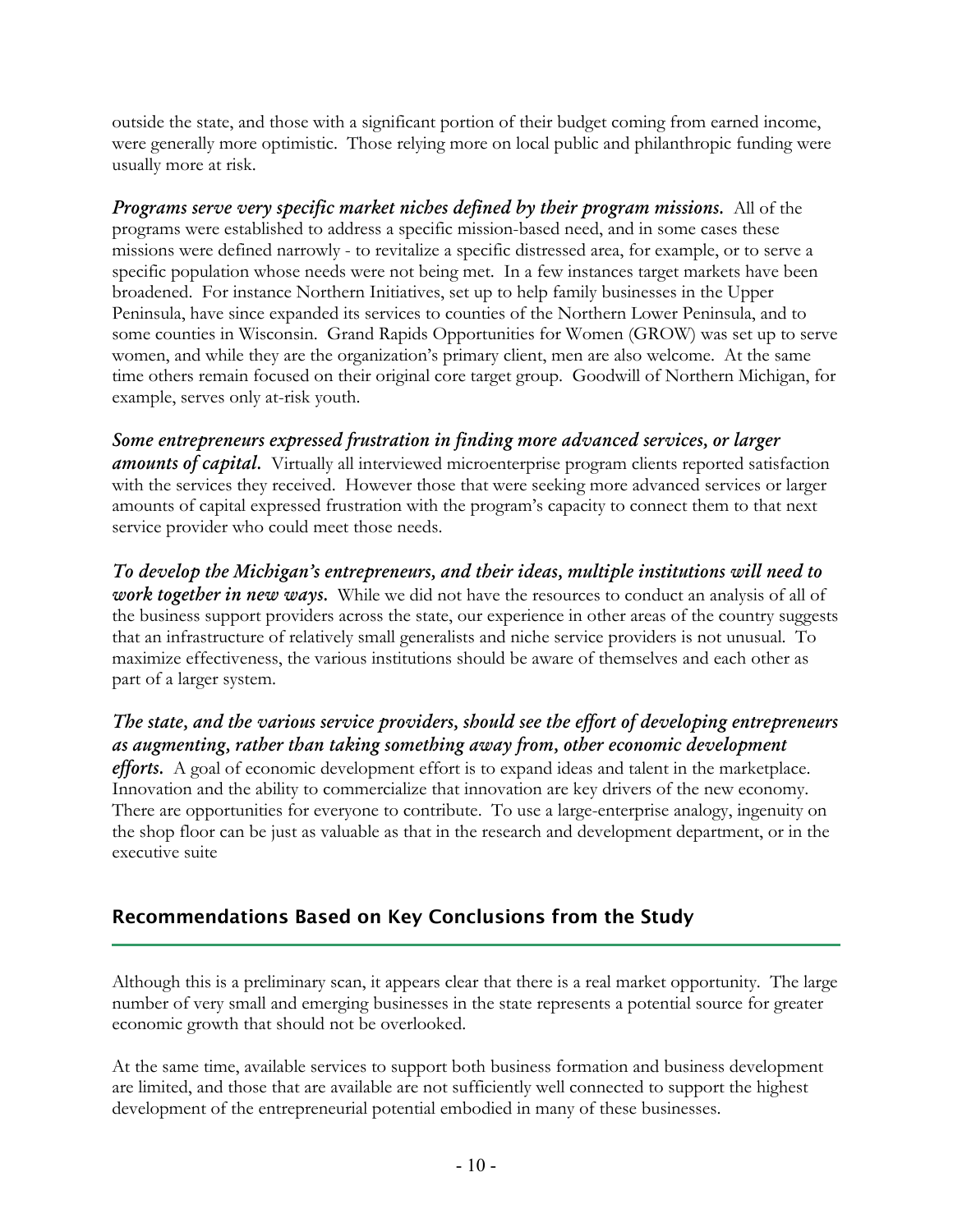outside the state, and those with a significant portion of their budget coming from earned income, were generally more optimistic. Those relying more on local public and philanthropic funding were usually more at risk.

***Programs serve very specific market niches defined by their program missions.*** All of the programs were established to address a specific mission-based need, and in some cases these missions were defined narrowly - to revitalize a specific distressed area, for example, or to serve a specific population whose needs were not being met. In a few instances target markets have been broadened. For instance Northern Initiatives, set up to help family businesses in the Upper Peninsula, have since expanded its services to counties of the Northern Lower Peninsula, and to some counties in Wisconsin. Grand Rapids Opportunities for Women (GROW) was set up to serve women, and while they are the organization's primary client, men are also welcome. At the same time others remain focused on their original core target group. Goodwill of Northern Michigan, for example, serves only at-risk youth.

***Some entrepreneurs expressed frustration in finding more advanced services, or larger amounts of capital.*** Virtually all interviewed microenterprise program clients reported satisfaction with the services they received. However those that were seeking more advanced services or larger amounts of capital expressed frustration with the program's capacity to connect them to that next service provider who could meet those needs.

***To develop the Michigan's entrepreneurs, and their ideas, multiple institutions will need to work together in new ways.*** While we did not have the resources to conduct an analysis of all of the business support providers across the state, our experience in other areas of the country suggests that an infrastructure of relatively small generalists and niche service providers is not unusual. To maximize effectiveness, the various institutions should be aware of themselves and each other as part of a larger system.

***The state, and the various service providers, should see the effort of developing entrepreneurs as augmenting, rather than taking something away from, other economic development efforts.*** A goal of economic development effort is to expand ideas and talent in the marketplace. Innovation and the ability to commercialize that innovation are key drivers of the new economy. There are opportunities for everyone to contribute. To use a large-enterprise analogy, ingenuity on the shop floor can be just as valuable as that in the research and development department, or in the executive suite

## Recommendations Based on Key Conclusions from the Study

Although this is a preliminary scan, it appears clear that there is a real market opportunity. The large number of very small and emerging businesses in the state represents a potential source for greater economic growth that should not be overlooked.

At the same time, available services to support both business formation and business development are limited, and those that are available are not sufficiently well connected to support the highest development of the entrepreneurial potential embodied in many of these businesses.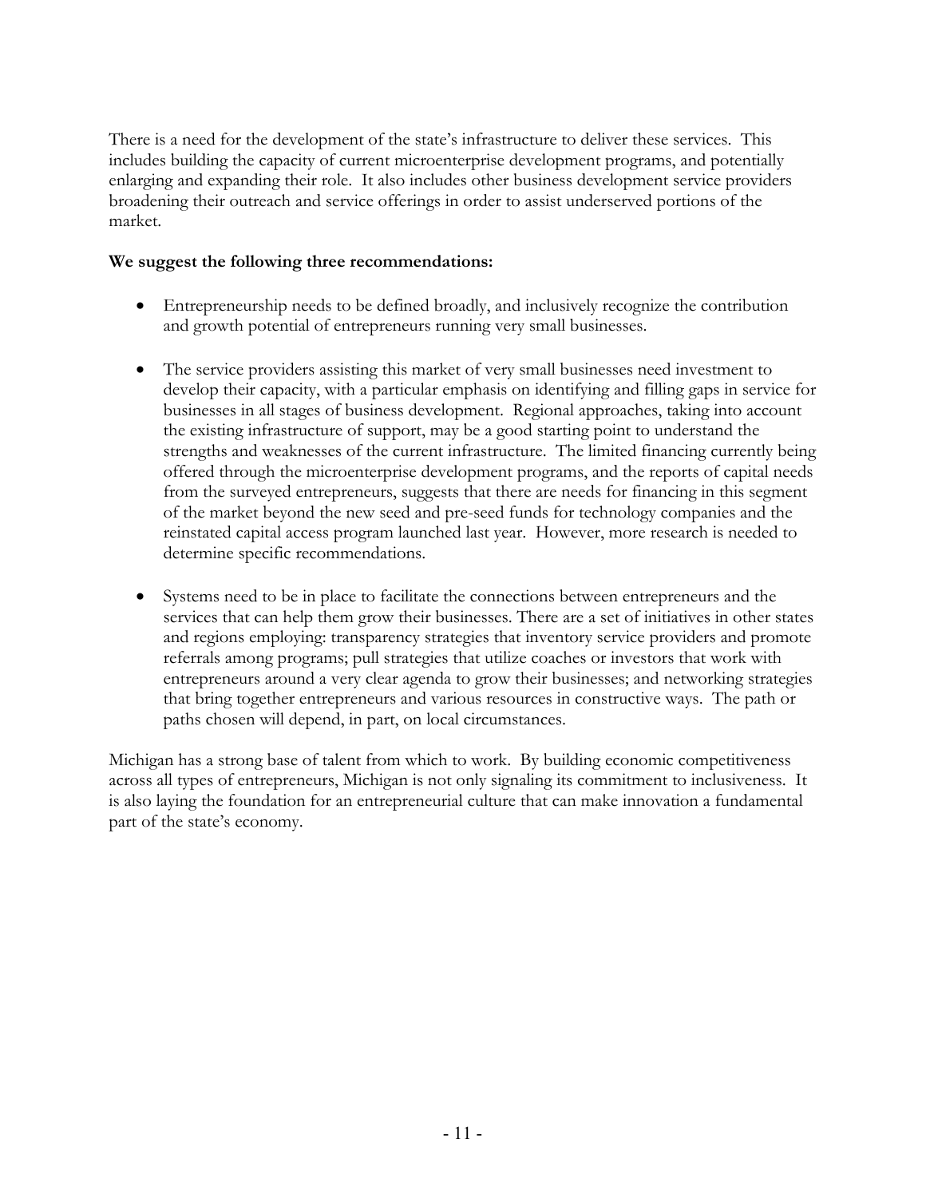There is a need for the development of the state's infrastructure to deliver these services. This includes building the capacity of current microenterprise development programs, and potentially enlarging and expanding their role. It also includes other business development service providers broadening their outreach and service offerings in order to assist underserved portions of the market.

**We suggest the following three recommendations:**

- Entrepreneurship needs to be defined broadly, and inclusively recognize the contribution and growth potential of entrepreneurs running very small businesses.

- The service providers assisting this market of very small businesses need investment to develop their capacity, with a particular emphasis on identifying and filling gaps in service for businesses in all stages of business development. Regional approaches, taking into account the existing infrastructure of support, may be a good starting point to understand the strengths and weaknesses of the current infrastructure. The limited financing currently being offered through the microenterprise development programs, and the reports of capital needs from the surveyed entrepreneurs, suggests that there are needs for financing in this segment of the market beyond the new seed and pre-seed funds for technology companies and the reinstated capital access program launched last year. However, more research is needed to determine specific recommendations.

- Systems need to be in place to facilitate the connections between entrepreneurs and the services that can help them grow their businesses. There are a set of initiatives in other states and regions employing: transparency strategies that inventory service providers and promote referrals among programs; pull strategies that utilize coaches or investors that work with entrepreneurs around a very clear agenda to grow their businesses; and networking strategies that bring together entrepreneurs and various resources in constructive ways. The path or paths chosen will depend, in part, on local circumstances.

Michigan has a strong base of talent from which to work. By building economic competitiveness across all types of entrepreneurs, Michigan is not only signaling its commitment to inclusiveness. It is also laying the foundation for an entrepreneurial culture that can make innovation a fundamental part of the state's economy.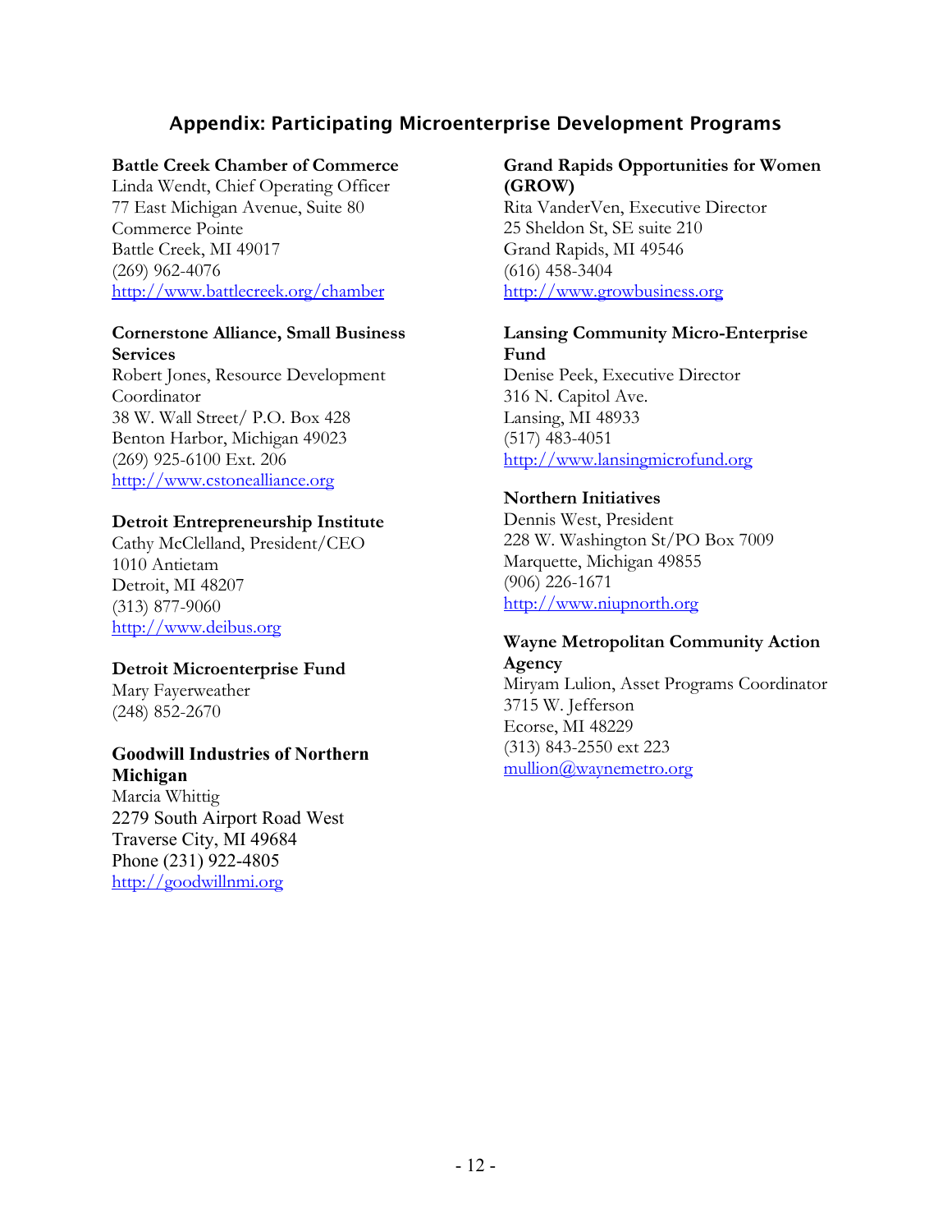## Appendix: Participating Microenterprise Development Programs

**Battle Creek Chamber of Commerce**
Linda Wendt, Chief Operating Officer
77 East Michigan Avenue, Suite 80
Commerce Pointe
Battle Creek, MI 49017
(269) 962-4076
http://www.battlecreek.org/chamber

**Cornerstone Alliance, Small Business Services**
Robert Jones, Resource Development Coordinator
38 W. Wall Street/ P.O. Box 428
Benton Harbor, Michigan 49023
(269) 925-6100 Ext. 206
http://www.cstonealliance.org

**Detroit Entrepreneurship Institute**
Cathy McClelland, President/CEO
1010 Antietam
Detroit, MI 48207
(313) 877-9060
http://www.deibus.org

**Detroit Microenterprise Fund**
Mary Fayerweather
(248) 852-2670

**Goodwill Industries of Northern Michigan**
Marcia Whittig
2279 South Airport Road West
Traverse City, MI 49684
Phone (231) 922-4805
http://goodwillnmi.org

**Grand Rapids Opportunities for Women (GROW)**
Rita VanderVen, Executive Director
25 Sheldon St, SE suite 210
Grand Rapids, MI 49546
(616) 458-3404
http://www.growbusiness.org

**Lansing Community Micro-Enterprise Fund**
Denise Peek, Executive Director
316 N. Capitol Ave.
Lansing, MI 48933
(517) 483-4051
http://www.lansingmicrofund.org

**Northern Initiatives**
Dennis West, President
228 W. Washington St/PO Box 7009
Marquette, Michigan 49855
(906) 226-1671
http://www.niupnorth.org

**Wayne Metropolitan Community Action Agency**
Miryam Lulion, Asset Programs Coordinator
3715 W. Jefferson
Ecorse, MI 48229
(313) 843-2550 ext 223
mullion@waynemetro.org